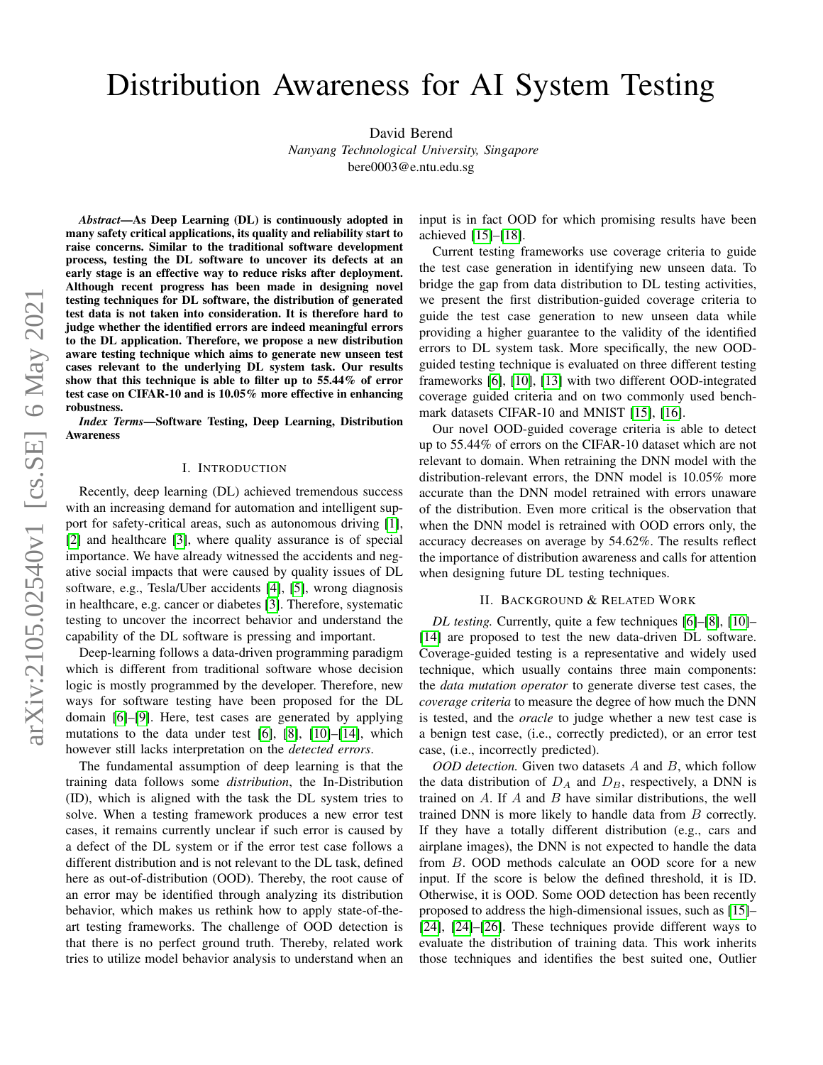# Distribution Awareness for AI System Testing

David Berend
*Nanyang Technological University, Singapore*
bere0003@e.ntu.edu.sg

***Abstract*—As Deep Learning (DL) is continuously adopted in many safety critical applications, its quality and reliability start to raise concerns. Similar to the traditional software development process, testing the DL software to uncover its defects at an early stage is an effective way to reduce risks after deployment. Although recent progress has been made in designing novel testing techniques for DL software, the distribution of generated test data is not taken into consideration. It is therefore hard to judge whether the identified errors are indeed meaningful errors to the DL application. Therefore, we propose a new distribution aware testing technique which aims to generate new unseen test cases relevant to the underlying DL system task. Our results show that this technique is able to filter up to 55.44% of error test case on CIFAR-10 and is 10.05% more effective in enhancing robustness.**

***Index Terms*—Software Testing, Deep Learning, Distribution Awareness**

## I. Introduction

Recently, deep learning (DL) achieved tremendous success with an increasing demand for automation and intelligent support for safety-critical areas, such as autonomous driving [1], [2] and healthcare [3], where quality assurance is of special importance. We have already witnessed the accidents and negative social impacts that were caused by quality issues of DL software, e.g., Tesla/Uber accidents [4], [5], wrong diagnosis in healthcare, e.g. cancer or diabetes [3]. Therefore, systematic testing to uncover the incorrect behavior and understand the capability of the DL software is pressing and important.

Deep-learning follows a data-driven programming paradigm which is different from traditional software whose decision logic is mostly programmed by the developer. Therefore, new ways for software testing have been proposed for the DL domain [6]–[9]. Here, test cases are generated by applying mutations to the data under test [6], [8], [10]–[14], which however still lacks interpretation on the *detected errors*.

The fundamental assumption of deep learning is that the training data follows some *distribution*, the In-Distribution (ID), which is aligned with the task the DL system tries to solve. When a testing framework produces a new error test cases, it remains currently unclear if such error is caused by a defect of the DL system or if the error test case follows a different distribution and is not relevant to the DL task, defined here as out-of-distribution (OOD). Thereby, the root cause of an error may be identified through analyzing its distribution behavior, which makes us rethink how to apply state-of-the-art testing frameworks. The challenge of OOD detection is that there is no perfect ground truth. Thereby, related work tries to utilize model behavior analysis to understand when an input is in fact OOD for which promising results have been achieved [15]–[18].

Current testing frameworks use coverage criteria to guide the test case generation in identifying new unseen data. To bridge the gap from data distribution to DL testing activities, we present the first distribution-guided coverage criteria to guide the test case generation to new unseen data while providing a higher guarantee to the validity of the identified errors to DL system task. More specifically, the new OOD-guided testing technique is evaluated on three different testing frameworks [6], [10], [13] with two different OOD-integrated coverage guided criteria and on two commonly used benchmark datasets CIFAR-10 and MNIST [15], [16].

Our novel OOD-guided coverage criteria is able to detect up to 55.44% of errors on the CIFAR-10 dataset which are not relevant to domain. When retraining the DNN model with the distribution-relevant errors, the DNN model is 10.05% more accurate than the DNN model retrained with errors unaware of the distribution. Even more critical is the observation that when the DNN model is retrained with OOD errors only, the accuracy decreases on average by 54.62%. The results reflect the importance of distribution awareness and calls for attention when designing future DL testing techniques.

## II. Background & Related Work

*DL testing.* Currently, quite a few techniques [6]–[8], [10]–[14] are proposed to test the new data-driven DL software. Coverage-guided testing is a representative and widely used technique, which usually contains three main components: the *data mutation operator* to generate diverse test cases, the *coverage criteria* to measure the degree of how much the DNN is tested, and the *oracle* to judge whether a new test case is a benign test case, (i.e., correctly predicted), or an error test case, (i.e., incorrectly predicted).

*OOD detection.* Given two datasets $A$ and $B$, which follow the data distribution of $D_A$ and $D_B$, respectively, a DNN is trained on $A$. If $A$ and $B$ have similar distributions, the well trained DNN is more likely to handle data from $B$ correctly. If they have a totally different distribution (e.g., cars and airplane images), the DNN is not expected to handle the data from $B$. OOD methods calculate an OOD score for a new input. If the score is below the defined threshold, it is ID. Otherwise, it is OOD. Some OOD detection has been recently proposed to address the high-dimensional issues, such as [15]–[24], [24]–[26]. These techniques provide different ways to evaluate the distribution of training data. This work inherits those techniques and identifies the best suited one, Outlier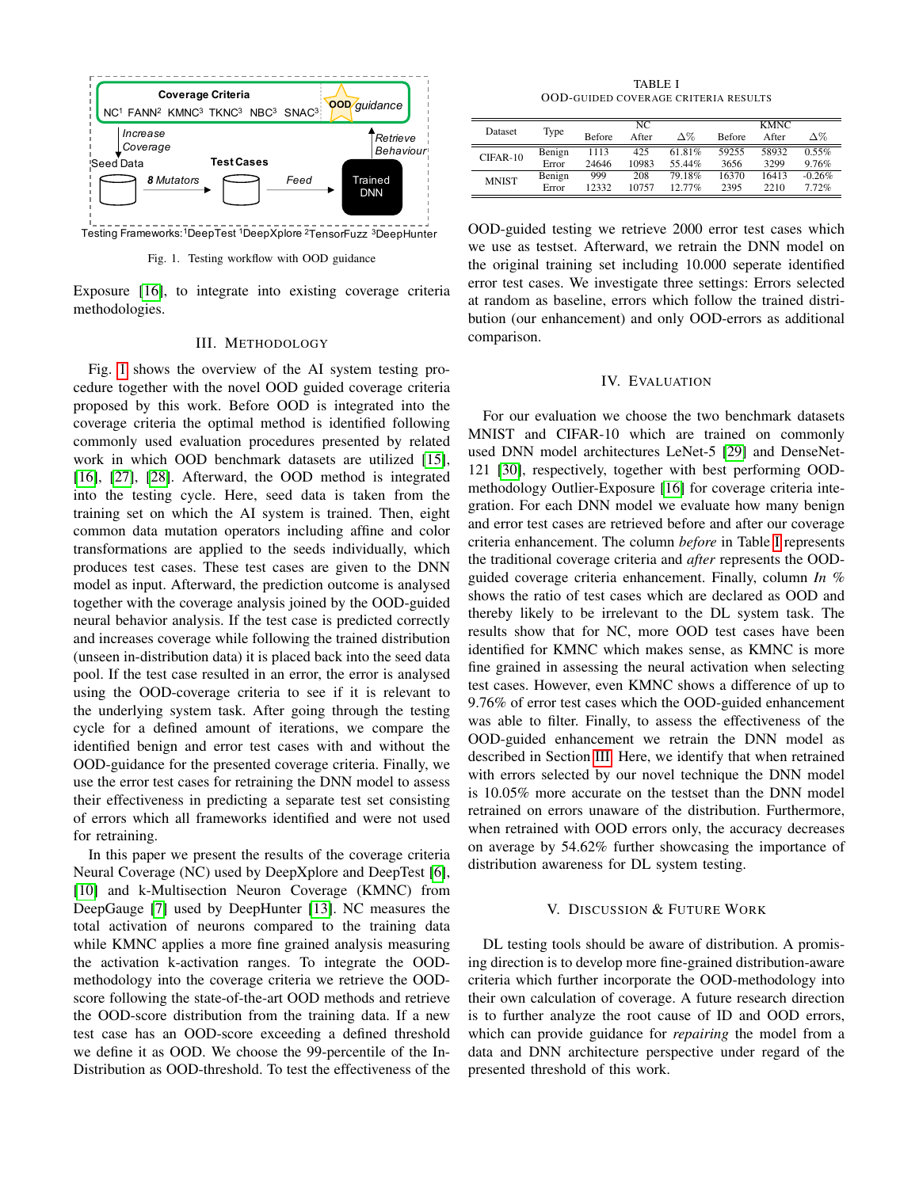Fig. 1. Testing workflow with OOD guidance

Exposure [16], to integrate into existing coverage criteria methodologies.

## III. Methodology

Fig. 1 shows the overview of the AI system testing procedure together with the novel OOD guided coverage criteria proposed by this work. Before OOD is integrated into the coverage criteria the optimal method is identified following commonly used evaluation procedures presented by related work in which OOD benchmark datasets are utilized [15], [16], [27], [28]. Afterward, the OOD method is integrated into the testing cycle. Here, seed data is taken from the training set on which the AI system is trained. Then, eight common data mutation operators including affine and color transformations are applied to the seeds individually, which produces test cases. These test cases are given to the DNN model as input. Afterward, the prediction outcome is analysed together with the coverage analysis joined by the OOD-guided neural behavior analysis. If the test case is predicted correctly and increases coverage while following the trained distribution (unseen in-distribution data) it is placed back into the seed data pool. If the test case resulted in an error, the error is analysed using the OOD-coverage criteria to see if it is relevant to the underlying system task. After going through the testing cycle for a defined amount of iterations, we compare the identified benign and error test cases with and without the OOD-guidance for the presented coverage criteria. Finally, we use the error test cases for retraining the DNN model to assess their effectiveness in predicting a separate test set consisting of errors which all frameworks identified and were not used for retraining.

In this paper we present the results of the coverage criteria Neural Coverage (NC) used by DeepXplore and DeepTest [6], [10] and k-Multisection Neuron Coverage (KMNC) from DeepGauge [7] used by DeepHunter [13]. NC measures the total activation of neurons compared to the training data while KMNC applies a more fine grained analysis measuring the activation k-activation ranges. To integrate the OOD-methodology into the coverage criteria we retrieve the OOD-score following the state-of-the-art OOD methods and retrieve the OOD-score distribution from the training data. If a new test case has an OOD-score exceeding a defined threshold we define it as OOD. We choose the 99-percentile of the In-Distribution as OOD-threshold. To test the effectiveness of the OOD-guided testing we retrieve 2000 error test cases which we use as testset. Afterward, we retrain the DNN model on the original training set including 10.000 seperate identified error test cases. We investigate three settings: Errors selected at random as baseline, errors which follow the trained distribution (our enhancement) and only OOD-errors as additional comparison.

TABLE I
OOD-guided Coverage Criteria Results

| Dataset | Type | NC Before | NC After | NC Δ% | KMNC Before | KMNC After | KMNC Δ% |
|---|---|---|---|---|---|---|---|
| CIFAR-10 | Benign | 1113 | 425 | 61.81% | 59255 | 58932 | 0.55% |
| | Error | 24646 | 10983 | 55.44% | 3656 | 3299 | 9.76% |
| MNIST | Benign | 999 | 208 | 79.18% | 16370 | 16413 | -0.26% |
| | Error | 12332 | 10757 | 12.77% | 2395 | 2210 | 7.72% |

## IV. Evaluation

For our evaluation we choose the two benchmark datasets MNIST and CIFAR-10 which are trained on commonly used DNN model architectures LeNet-5 [29] and DenseNet-121 [30], respectively, together with best performing OOD-methodology Outlier-Exposure [16] for coverage criteria integration. For each DNN model we evaluate how many benign and error test cases are retrieved before and after our coverage criteria enhancement. The column *before* in Table I represents the traditional coverage criteria and *after* represents the OOD-guided coverage criteria enhancement. Finally, column *In %* shows the ratio of test cases which are declared as OOD and thereby likely to be irrelevant to the DL system task. The results show that for NC, more OOD test cases have been identified for KMNC which makes sense, as KMNC is more fine grained in assessing the neural activation when selecting test cases. However, even KMNC shows a difference of up to 9.76% of error test cases which the OOD-guided enhancement was able to filter. Finally, to assess the effectiveness of the OOD-guided enhancement we retrain the DNN model as described in Section III. Here, we identify that when retrained with errors selected by our novel technique the DNN model is 10.05% more accurate on the testset than the DNN model retrained on errors unaware of the distribution. Furthermore, when retrained with OOD errors only, the accuracy decreases on average by 54.62% further showcasing the importance of distribution awareness for DL system testing.

## V. Discussion & Future Work

DL testing tools should be aware of distribution. A promising direction is to develop more fine-grained distribution-aware criteria which further incorporate the OOD-methodology into their own calculation of coverage. A future research direction is to further analyze the root cause of ID and OOD errors, which can provide guidance for *repairing* the model from a data and DNN architecture perspective under regard of the presented threshold of this work.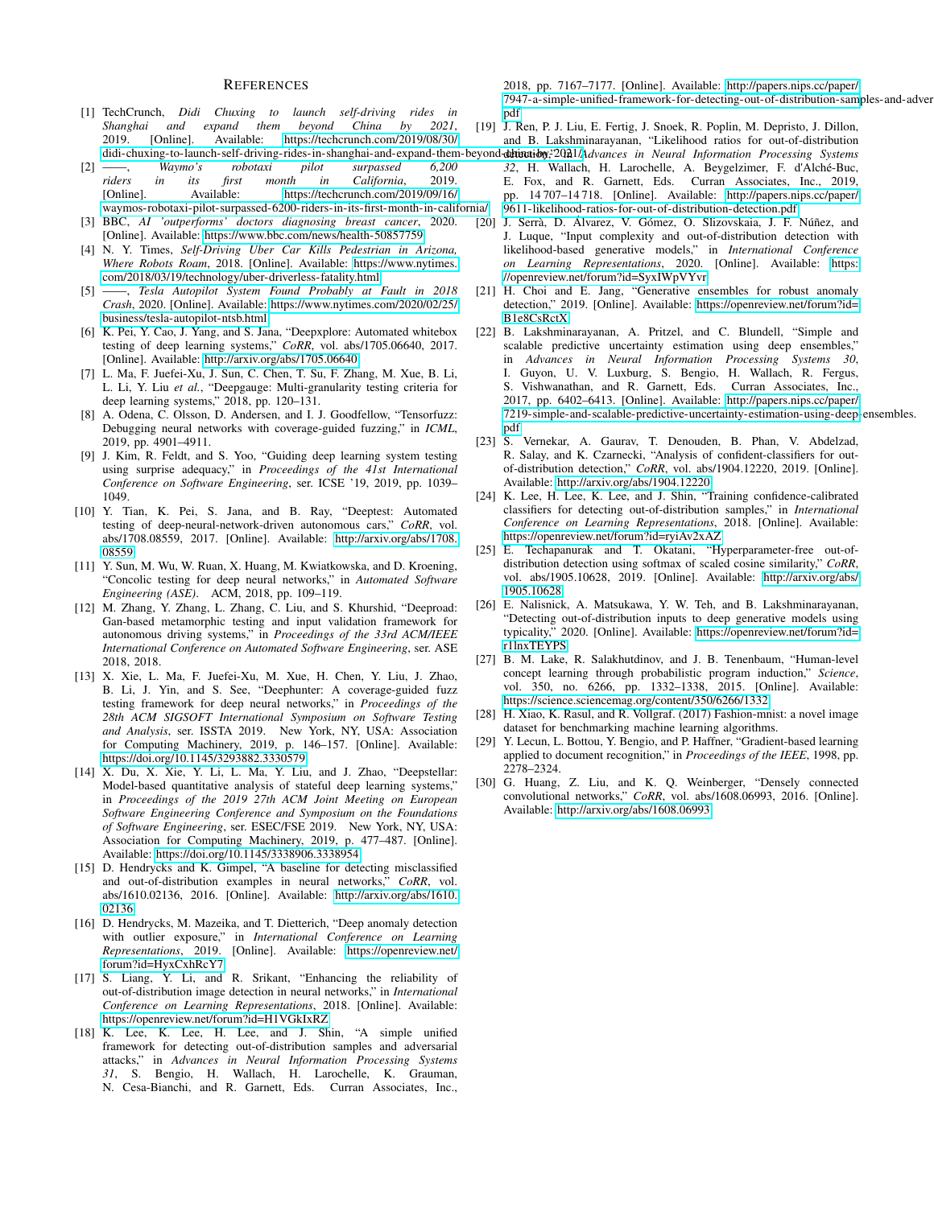## References

[1] TechCrunch, *Didi Chuxing to launch self-driving rides in Shanghai and expand them beyond China by 2021*, 2019. [Online]. Available: https://techcrunch.com/2019/08/30/didi-chuxing-to-launch-self-driving-rides-in-shanghai-and-expand-them-beyond-china-by-2021/

[2] ——, *Waymo's robotaxi pilot surpassed 6,200 riders in its first month in California*, 2019. [Online]. Available: https://techcrunch.com/2019/09/16/waymos-robotaxi-pilot-surpassed-6200-riders-in-its-first-month-in-california/

[3] BBC, *AI 'outperforms' doctors diagnosing breast cancer*, 2020. [Online]. Available: https://www.bbc.com/news/health-50857759

[4] N. Y. Times, *Self-Driving Uber Car Kills Pedestrian in Arizona, Where Robots Roam*, 2018. [Online]. Available: https://www.nytimes.com/2018/03/19/technology/uber-driverless-fatality.html

[5] ——, *Tesla Autopilot System Found Probably at Fault in 2018 Crash*, 2020. [Online]. Available: https://www.nytimes.com/2020/02/25/business/tesla-autopilot-ntsb.html

[6] K. Pei, Y. Cao, J. Yang, and S. Jana, "Deepxplore: Automated whitebox testing of deep learning systems," *CoRR*, vol. abs/1705.06640, 2017. [Online]. Available: http://arxiv.org/abs/1705.06640

[7] L. Ma, F. Juefei-Xu, J. Sun, C. Chen, T. Su, F. Zhang, M. Xue, B. Li, L. Li, Y. Liu *et al.*, "Deepgauge: Multi-granularity testing criteria for deep learning systems," 2018, pp. 120–131.

[8] A. Odena, C. Olsson, D. Andersen, and I. J. Goodfellow, "Tensorfuzz: Debugging neural networks with coverage-guided fuzzing," in *ICML*, 2019, pp. 4901–4911.

[9] J. Kim, R. Feldt, and S. Yoo, "Guiding deep learning system testing using surprise adequacy," in *Proceedings of the 41st International Conference on Software Engineering*, ser. ICSE '19, 2019, pp. 1039–1049.

[10] Y. Tian, K. Pei, S. Jana, and B. Ray, "Deeptest: Automated testing of deep-neural-network-driven autonomous cars," *CoRR*, vol. abs/1708.08559, 2017. [Online]. Available: http://arxiv.org/abs/1708.08559

[11] Y. Sun, M. Wu, W. Ruan, X. Huang, M. Kwiatkowska, and D. Kroening, "Concolic testing for deep neural networks," in *Automated Software Engineering (ASE)*. ACM, 2018, pp. 109–119.

[12] M. Zhang, Y. Zhang, L. Zhang, C. Liu, and S. Khurshid, "Deeproad: Gan-based metamorphic testing and input validation framework for autonomous driving systems," in *Proceedings of the 33rd ACM/IEEE International Conference on Automated Software Engineering*, ser. ASE 2018, 2018.

[13] X. Xie, L. Ma, F. Juefei-Xu, M. Xue, H. Chen, Y. Liu, J. Zhao, B. Li, J. Yin, and S. See, "Deephunter: A coverage-guided fuzz testing framework for deep neural networks," in *Proceedings of the 28th ACM SIGSOFT International Symposium on Software Testing and Analysis*, ser. ISSTA 2019. New York, NY, USA: Association for Computing Machinery, 2019, p. 146–157. [Online]. Available: https://doi.org/10.1145/3293882.3330579

[14] X. Du, X. Xie, Y. Li, L. Ma, Y. Liu, and J. Zhao, "Deepstellar: Model-based quantitative analysis of stateful deep learning systems," in *Proceedings of the 2019 27th ACM Joint Meeting on European Software Engineering Conference and Symposium on the Foundations of Software Engineering*, ser. ESEC/FSE 2019. New York, NY, USA: Association for Computing Machinery, 2019, p. 477–487. [Online]. Available: https://doi.org/10.1145/3338906.3338954

[15] D. Hendrycks and K. Gimpel, "A baseline for detecting misclassified and out-of-distribution examples in neural networks," *CoRR*, vol. abs/1610.02136, 2016. [Online]. Available: http://arxiv.org/abs/1610.02136

[16] D. Hendrycks, M. Mazeika, and T. Dietterich, "Deep anomaly detection with outlier exposure," in *International Conference on Learning Representations*, 2019. [Online]. Available: https://openreview.net/forum?id=HyxCxhRcY7

[17] S. Liang, Y. Li, and R. Srikant, "Enhancing the reliability of out-of-distribution image detection in neural networks," in *International Conference on Learning Representations*, 2018. [Online]. Available: https://openreview.net/forum?id=H1VGkIxRZ

[18] K. Lee, K. Lee, H. Lee, and J. Shin, "A simple unified framework for detecting out-of-distribution samples and adversarial attacks," in *Advances in Neural Information Processing Systems 31*, S. Bengio, H. Wallach, H. Larochelle, K. Grauman, N. Cesa-Bianchi, and R. Garnett, Eds. Curran Associates, Inc., 2018, pp. 7167–7177. [Online]. Available: http://papers.nips.cc/paper/7947-a-simple-unified-framework-for-detecting-out-of-distribution-samples-and-adversarial-attacks.pdf

[19] J. Ren, P. J. Liu, E. Fertig, J. Snoek, R. Poplin, M. Depristo, J. Dillon, and B. Lakshminarayanan, "Likelihood ratios for out-of-distribution detection," in *Advances in Neural Information Processing Systems 32*, H. Wallach, H. Larochelle, A. Beygelzimer, F. d'Alché-Buc, E. Fox, and R. Garnett, Eds. Curran Associates, Inc., 2019, pp. 14 707–14 718. [Online]. Available: http://papers.nips.cc/paper/9611-likelihood-ratios-for-out-of-distribution-detection.pdf

[20] J. Serrà, D. Álvarez, V. Gómez, O. Slizovskaia, J. F. Núñez, and J. Luque, "Input complexity and out-of-distribution detection with likelihood-based generative models," in *International Conference on Learning Representations*, 2020. [Online]. Available: https://openreview.net/forum?id=SyxIWpVYvr

[21] H. Choi and E. Jang, "Generative ensembles for robust anomaly detection," 2019. [Online]. Available: https://openreview.net/forum?id=B1e8CsRctX

[22] B. Lakshminarayanan, A. Pritzel, and C. Blundell, "Simple and scalable predictive uncertainty estimation using deep ensembles," in *Advances in Neural Information Processing Systems 30*, I. Guyon, U. V. Luxburg, S. Bengio, H. Wallach, R. Fergus, S. Vishwanathan, and R. Garnett, Eds. Curran Associates, Inc., 2017, pp. 6402–6413. [Online]. Available: http://papers.nips.cc/paper/7219-simple-and-scalable-predictive-uncertainty-estimation-using-deep-ensembles.pdf

[23] S. Vernekar, A. Gaurav, T. Denouden, B. Phan, V. Abdelzad, R. Salay, and K. Czarnecki, "Analysis of confident-classifiers for out-of-distribution detection," *CoRR*, vol. abs/1904.12220, 2019. [Online]. Available: http://arxiv.org/abs/1904.12220

[24] K. Lee, H. Lee, K. Lee, and J. Shin, "Training confidence-calibrated classifiers for detecting out-of-distribution samples," in *International Conference on Learning Representations*, 2018. [Online]. Available: https://openreview.net/forum?id=ryiAv2xAZ

[25] E. Techapanurak and T. Okatani, "Hyperparameter-free out-of-distribution detection using softmax of scaled cosine similarity," *CoRR*, vol. abs/1905.10628, 2019. [Online]. Available: http://arxiv.org/abs/1905.10628

[26] E. Nalisnick, A. Matsukawa, Y. W. Teh, and B. Lakshminarayanan, "Detecting out-of-distribution inputs to deep generative models using typicality," 2020. [Online]. Available: https://openreview.net/forum?id=r1lnxTEYPS

[27] B. M. Lake, R. Salakhutdinov, and J. B. Tenenbaum, "Human-level concept learning through probabilistic program induction," *Science*, vol. 350, no. 6266, pp. 1332–1338, 2015. [Online]. Available: https://science.sciencemag.org/content/350/6266/1332

[28] H. Xiao, K. Rasul, and R. Vollgraf. (2017) Fashion-mnist: a novel image dataset for benchmarking machine learning algorithms.

[29] Y. Lecun, L. Bottou, Y. Bengio, and P. Haffner, "Gradient-based learning applied to document recognition," in *Proceedings of the IEEE*, 1998, pp. 2278–2324.

[30] G. Huang, Z. Liu, and K. Q. Weinberger, "Densely connected convolutional networks," *CoRR*, vol. abs/1608.06993, 2016. [Online]. Available: http://arxiv.org/abs/1608.06993